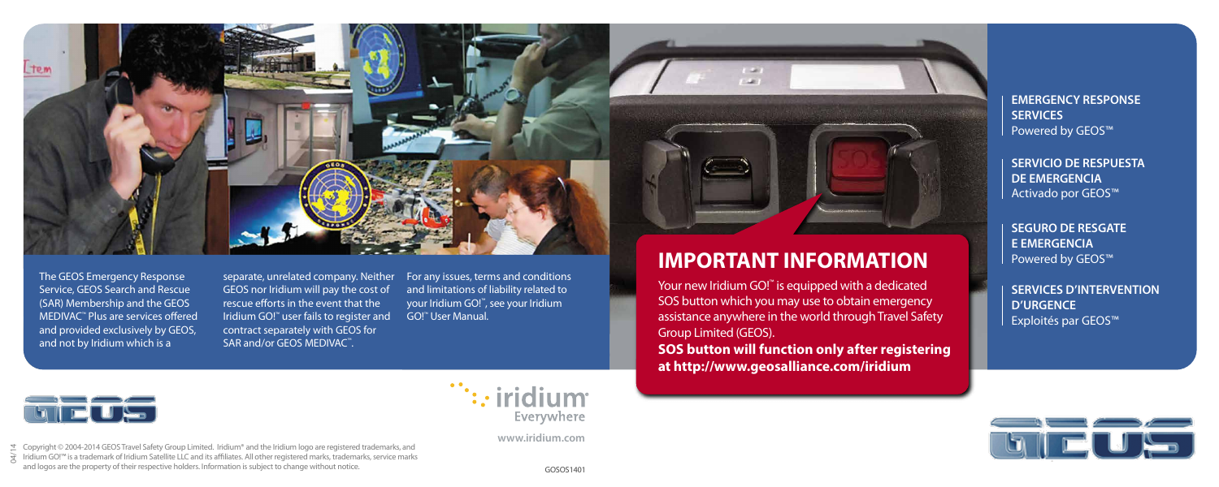The GEOS Emergency Response Service, GEOS Search and Rescue (SAR) Membership and the GEOS MEDIVAC™ Plus are services offered and provided exclusively by GEOS, and not by Iridium which is a separate, unrelated company. Neither GEOS nor Iridium will pay the cost of rescue efforts in the event that the Iridium GO!™ user fails to register and contract separately with GEOS for SAR and/or GEOS MEDIVAC™.

For any issues, terms and conditions and limitations of liability related to your Iridium GO!™, see your Iridium GO!™ User Manual.

# IMPORTANT INFORMATION

Your new Iridium GO!™ is equipped with a dedicated SOS button which you may use to obtain emergency assistance anywhere in the world through Travel Safety Group Limited (GEOS).

**SOS button will function only after registering at http://www.geosalliance.com/iridium**

**EMERGENCY RESPONSE SERVICES**
Powered by GEOS™

**SERVICIO DE RESPUESTA DE EMERGENCIA**
Activado por GEOS™

**SEGURO DE RESGATE E EMERGENCIA**
Powered by GEOS™

**SERVICES D'INTERVENTION D'URGENCE**
Exploités par GEOS™

iridium Everywhere

www.iridium.com

Copyright © 2004-2014 GEOS Travel Safety Group Limited. Iridium® and the Iridium logo are registered trademarks, and Iridium GO!™ is a trademark of Iridium Satellite LLC and its affiliates. All other registered marks, trademarks, service marks and logos are the property of their respective holders. Information is subject to change without notice.

04/14

GOSOS1401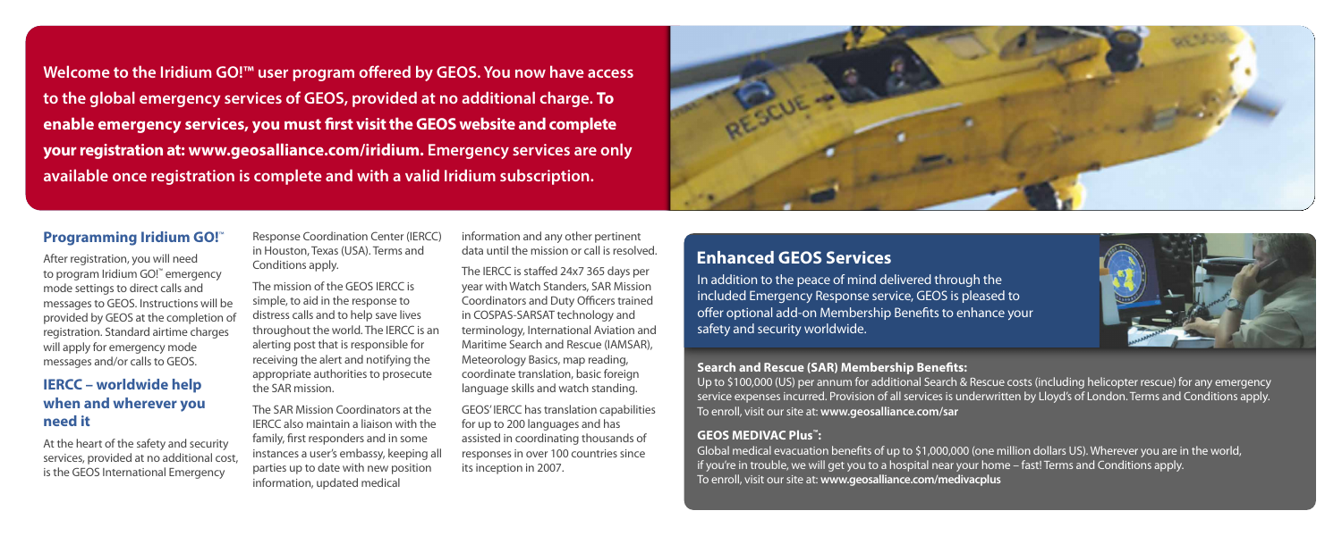**Welcome to the Iridium GO!™ user program offered by GEOS. You now have access to the global emergency services of GEOS, provided at no additional charge. To enable emergency services, you must first visit the GEOS website and complete your registration at: www.geosalliance.com/iridium. Emergency services are only available once registration is complete and with a valid Iridium subscription.**

### Programming Iridium GO!™

After registration, you will need to program Iridium GO!™ emergency mode settings to direct calls and messages to GEOS. Instructions will be provided by GEOS at the completion of registration. Standard airtime charges will apply for emergency mode messages and/or calls to GEOS.

### IERCC – worldwide help when and wherever you need it

At the heart of the safety and security services, provided at no additional cost, is the GEOS International Emergency Response Coordination Center (IERCC) in Houston, Texas (USA). Terms and Conditions apply.

The mission of the GEOS IERCC is simple, to aid in the response to distress calls and to help save lives throughout the world. The IERCC is an alerting post that is responsible for receiving the alert and notifying the appropriate authorities to prosecute the SAR mission.

The SAR Mission Coordinators at the IERCC also maintain a liaison with the family, first responders and in some instances a user's embassy, keeping all parties up to date with new position information, updated medical information and any other pertinent data until the mission or call is resolved.

The IERCC is staffed 24x7 365 days per year with Watch Standers, SAR Mission Coordinators and Duty Officers trained in COSPAS-SARSAT technology and terminology, International Aviation and Maritime Search and Rescue (IAMSAR), Meteorology Basics, map reading, coordinate translation, basic foreign language skills and watch standing.

GEOS' IERCC has translation capabilities for up to 200 languages and has assisted in coordinating thousands of responses in over 100 countries since its inception in 2007.

## Enhanced GEOS Services

In addition to the peace of mind delivered through the included Emergency Response service, GEOS is pleased to offer optional add-on Membership Benefits to enhance your safety and security worldwide.

#### Search and Rescue (SAR) Membership Benefits:

Up to $100,000 (US) per annum for additional Search & Rescue costs (including helicopter rescue) for any emergency service expenses incurred. Provision of all services is underwritten by Lloyd's of London. Terms and Conditions apply. To enroll, visit our site at: **www.geosalliance.com/sar**

#### GEOS MEDIVAC Plus™:

Global medical evacuation benefits of up to $1,000,000 (one million dollars US). Wherever you are in the world, if you're in trouble, we will get you to a hospital near your home – fast! Terms and Conditions apply. To enroll, visit our site at: **www.geosalliance.com/medivacplus**